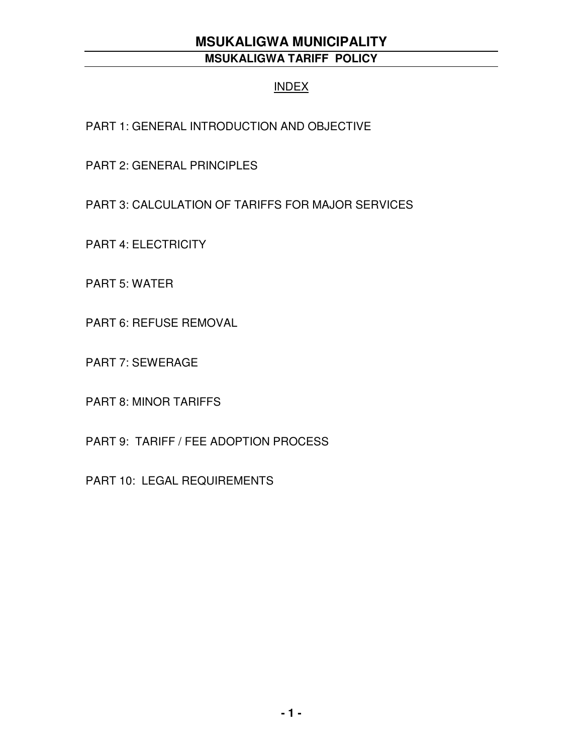# MSUKALIGWA MUNICIPALITY

## MSUKALIGWA TARIFF POLICY

INDEX

PART 1: GENERAL INTRODUCTION AND OBJECTIVE

PART 2: GENERAL PRINCIPLES

PART 3: CALCULATION OF TARIFFS FOR MAJOR SERVICES

PART 4: ELECTRICITY

PART 5: WATER

PART 6: REFUSE REMOVAL

PART 7: SEWERAGE

PART 8: MINOR TARIFFS

PART 9: TARIFF / FEE ADOPTION PROCESS

PART 10: LEGAL REQUIREMENTS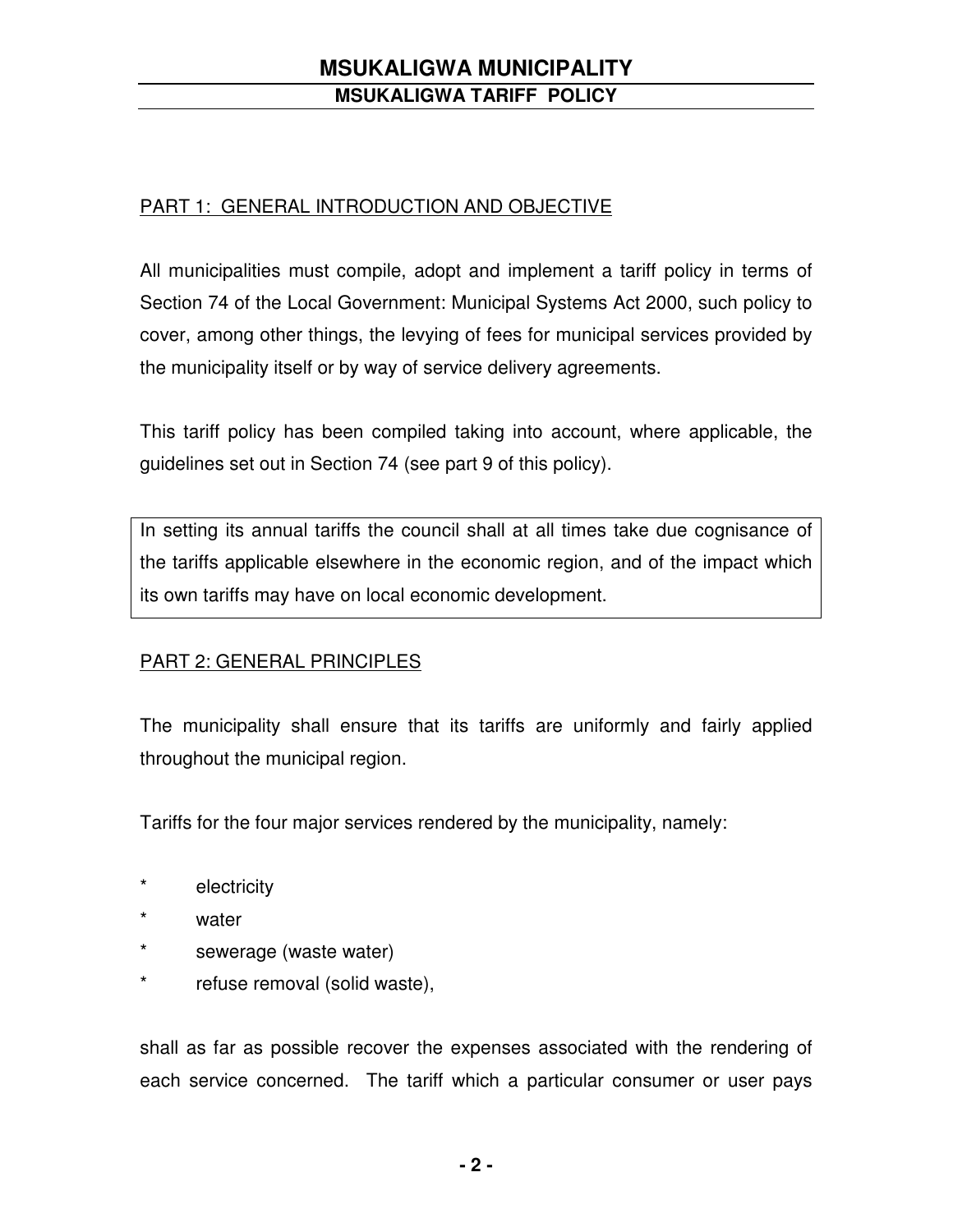## PART 1: GENERAL INTRODUCTION AND OBJECTIVE

All municipalities must compile, adopt and implement a tariff policy in terms of Section 74 of the Local Government: Municipal Systems Act 2000, such policy to cover, among other things, the levying of fees for municipal services provided by the municipality itself or by way of service delivery agreements.

This tariff policy has been compiled taking into account, where applicable, the guidelines set out in Section 74 (see part 9 of this policy).

In setting its annual tariffs the council shall at all times take due cognisance of the tariffs applicable elsewhere in the economic region, and of the impact which its own tariffs may have on local economic development.

## PART 2: GENERAL PRINCIPLES

The municipality shall ensure that its tariffs are uniformly and fairly applied throughout the municipal region.

Tariffs for the four major services rendered by the municipality, namely:

* electricity
* water
* sewerage (waste water)
* refuse removal (solid waste),

shall as far as possible recover the expenses associated with the rendering of each service concerned. The tariff which a particular consumer or user pays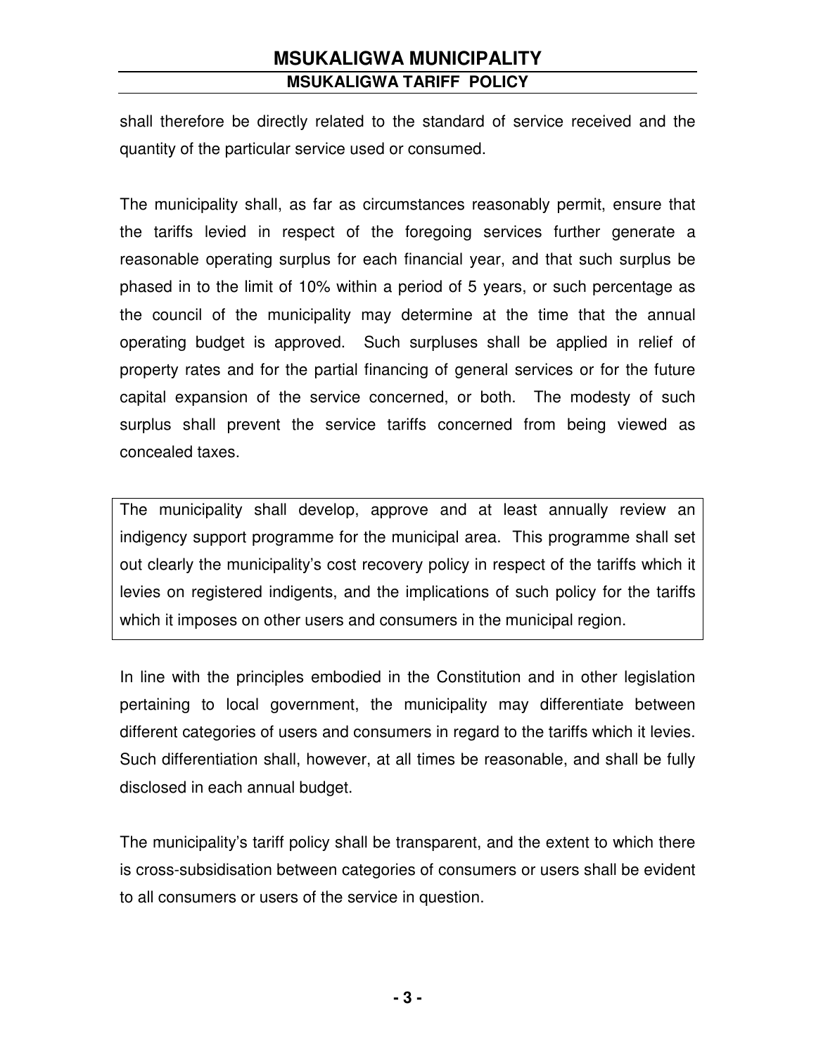shall therefore be directly related to the standard of service received and the quantity of the particular service used or consumed.

The municipality shall, as far as circumstances reasonably permit, ensure that the tariffs levied in respect of the foregoing services further generate a reasonable operating surplus for each financial year, and that such surplus be phased in to the limit of 10% within a period of 5 years, or such percentage as the council of the municipality may determine at the time that the annual operating budget is approved. Such surpluses shall be applied in relief of property rates and for the partial financing of general services or for the future capital expansion of the service concerned, or both. The modesty of such surplus shall prevent the service tariffs concerned from being viewed as concealed taxes.

The municipality shall develop, approve and at least annually review an indigency support programme for the municipal area. This programme shall set out clearly the municipality's cost recovery policy in respect of the tariffs which it levies on registered indigents, and the implications of such policy for the tariffs which it imposes on other users and consumers in the municipal region.

In line with the principles embodied in the Constitution and in other legislation pertaining to local government, the municipality may differentiate between different categories of users and consumers in regard to the tariffs which it levies. Such differentiation shall, however, at all times be reasonable, and shall be fully disclosed in each annual budget.

The municipality's tariff policy shall be transparent, and the extent to which there is cross-subsidisation between categories of consumers or users shall be evident to all consumers or users of the service in question.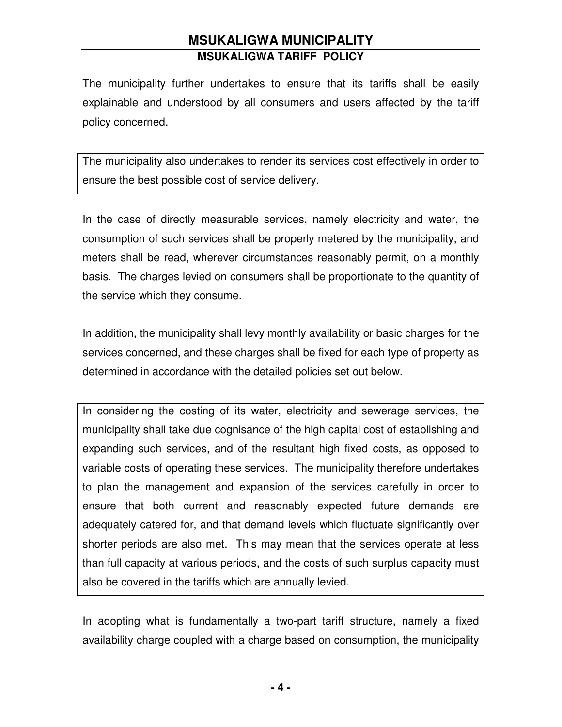The municipality further undertakes to ensure that its tariffs shall be easily explainable and understood by all consumers and users affected by the tariff policy concerned.

The municipality also undertakes to render its services cost effectively in order to ensure the best possible cost of service delivery.

In the case of directly measurable services, namely electricity and water, the consumption of such services shall be properly metered by the municipality, and meters shall be read, wherever circumstances reasonably permit, on a monthly basis. The charges levied on consumers shall be proportionate to the quantity of the service which they consume.

In addition, the municipality shall levy monthly availability or basic charges for the services concerned, and these charges shall be fixed for each type of property as determined in accordance with the detailed policies set out below.

In considering the costing of its water, electricity and sewerage services, the municipality shall take due cognisance of the high capital cost of establishing and expanding such services, and of the resultant high fixed costs, as opposed to variable costs of operating these services. The municipality therefore undertakes to plan the management and expansion of the services carefully in order to ensure that both current and reasonably expected future demands are adequately catered for, and that demand levels which fluctuate significantly over shorter periods are also met. This may mean that the services operate at less than full capacity at various periods, and the costs of such surplus capacity must also be covered in the tariffs which are annually levied.

In adopting what is fundamentally a two-part tariff structure, namely a fixed availability charge coupled with a charge based on consumption, the municipality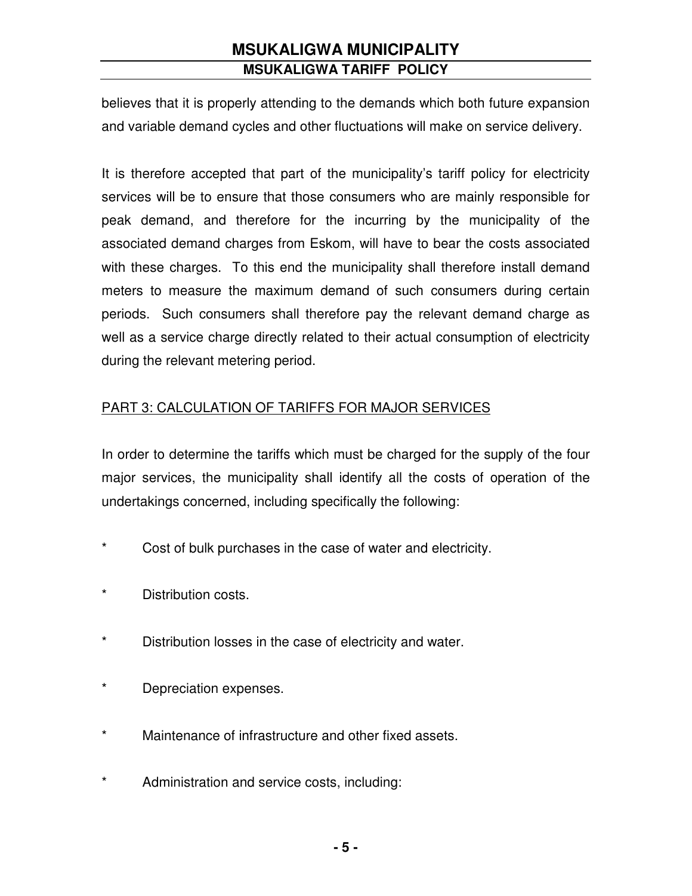believes that it is properly attending to the demands which both future expansion and variable demand cycles and other fluctuations will make on service delivery.

It is therefore accepted that part of the municipality's tariff policy for electricity services will be to ensure that those consumers who are mainly responsible for peak demand, and therefore for the incurring by the municipality of the associated demand charges from Eskom, will have to bear the costs associated with these charges. To this end the municipality shall therefore install demand meters to measure the maximum demand of such consumers during certain periods. Such consumers shall therefore pay the relevant demand charge as well as a service charge directly related to their actual consumption of electricity during the relevant metering period.

## PART 3: CALCULATION OF TARIFFS FOR MAJOR SERVICES

In order to determine the tariffs which must be charged for the supply of the four major services, the municipality shall identify all the costs of operation of the undertakings concerned, including specifically the following:

* Cost of bulk purchases in the case of water and electricity.
* Distribution costs.
* Distribution losses in the case of electricity and water.
* Depreciation expenses.
* Maintenance of infrastructure and other fixed assets.
* Administration and service costs, including: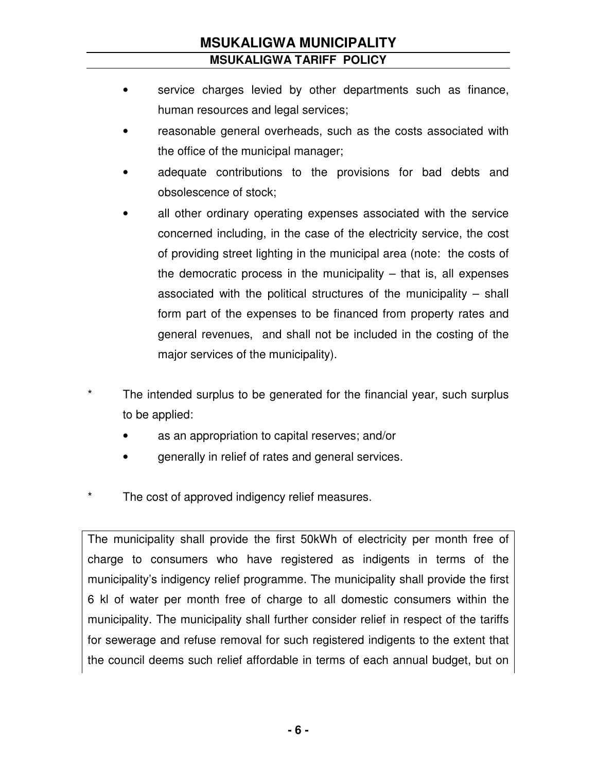- service charges levied by other departments such as finance, human resources and legal services;
- reasonable general overheads, such as the costs associated with the office of the municipal manager;
- adequate contributions to the provisions for bad debts and obsolescence of stock;
- all other ordinary operating expenses associated with the service concerned including, in the case of the electricity service, the cost of providing street lighting in the municipal area (note: the costs of the democratic process in the municipality – that is, all expenses associated with the political structures of the municipality – shall form part of the expenses to be financed from property rates and general revenues, and shall not be included in the costing of the major services of the municipality).

\* The intended surplus to be generated for the financial year, such surplus to be applied:

- as an appropriation to capital reserves; and/or
- generally in relief of rates and general services.

\* The cost of approved indigency relief measures.

The municipality shall provide the first 50kWh of electricity per month free of charge to consumers who have registered as indigents in terms of the municipality's indigency relief programme. The municipality shall provide the first 6 kl of water per month free of charge to all domestic consumers within the municipality. The municipality shall further consider relief in respect of the tariffs for sewerage and refuse removal for such registered indigents to the extent that the council deems such relief affordable in terms of each annual budget, but on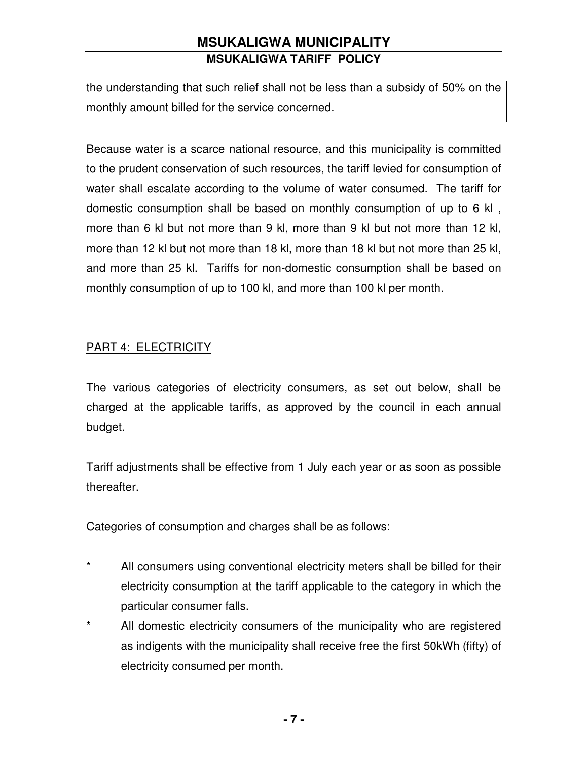the understanding that such relief shall not be less than a subsidy of 50% on the monthly amount billed for the service concerned.

Because water is a scarce national resource, and this municipality is committed to the prudent conservation of such resources, the tariff levied for consumption of water shall escalate according to the volume of water consumed. The tariff for domestic consumption shall be based on monthly consumption of up to 6 kl , more than 6 kl but not more than 9 kl, more than 9 kl but not more than 12 kl, more than 12 kl but not more than 18 kl, more than 18 kl but not more than 25 kl, and more than 25 kl. Tariffs for non-domestic consumption shall be based on monthly consumption of up to 100 kl, and more than 100 kl per month.

## PART 4: ELECTRICITY

The various categories of electricity consumers, as set out below, shall be charged at the applicable tariffs, as approved by the council in each annual budget.

Tariff adjustments shall be effective from 1 July each year or as soon as possible thereafter.

Categories of consumption and charges shall be as follows:

* All consumers using conventional electricity meters shall be billed for their electricity consumption at the tariff applicable to the category in which the particular consumer falls.
* All domestic electricity consumers of the municipality who are registered as indigents with the municipality shall receive free the first 50kWh (fifty) of electricity consumed per month.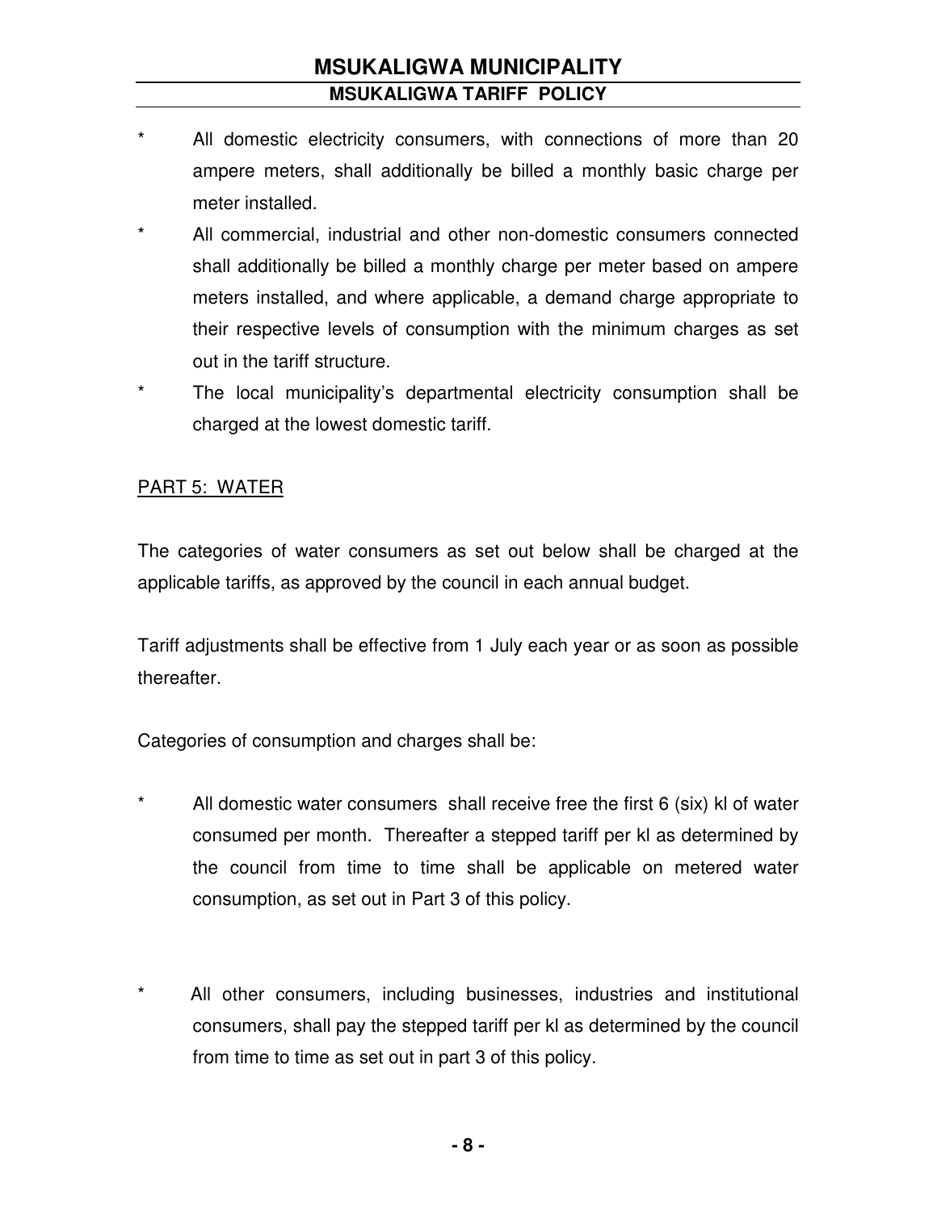* All domestic electricity consumers, with connections of more than 20 ampere meters, shall additionally be billed a monthly basic charge per meter installed.

* All commercial, industrial and other non-domestic consumers connected shall additionally be billed a monthly charge per meter based on ampere meters installed, and where applicable, a demand charge appropriate to their respective levels of consumption with the minimum charges as set out in the tariff structure.

* The local municipality's departmental electricity consumption shall be charged at the lowest domestic tariff.

## PART 5: WATER

The categories of water consumers as set out below shall be charged at the applicable tariffs, as approved by the council in each annual budget.

Tariff adjustments shall be effective from 1 July each year or as soon as possible thereafter.

Categories of consumption and charges shall be:

* All domestic water consumers shall receive free the first 6 (six) kl of water consumed per month. Thereafter a stepped tariff per kl as determined by the council from time to time shall be applicable on metered water consumption, as set out in Part 3 of this policy.

* All other consumers, including businesses, industries and institutional consumers, shall pay the stepped tariff per kl as determined by the council from time to time as set out in part 3 of this policy.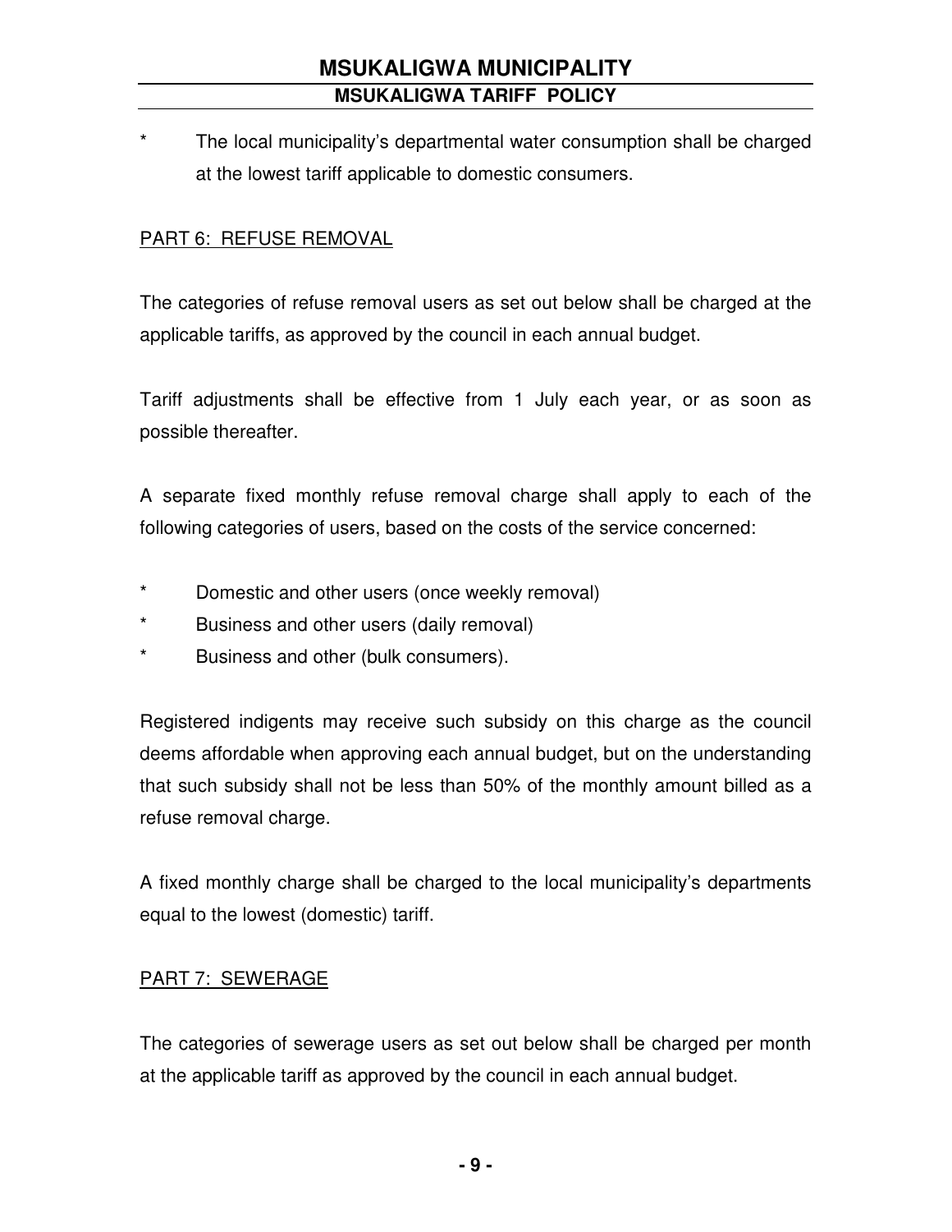* The local municipality's departmental water consumption shall be charged at the lowest tariff applicable to domestic consumers.

PART 6: REFUSE REMOVAL

The categories of refuse removal users as set out below shall be charged at the applicable tariffs, as approved by the council in each annual budget.

Tariff adjustments shall be effective from 1 July each year, or as soon as possible thereafter.

A separate fixed monthly refuse removal charge shall apply to each of the following categories of users, based on the costs of the service concerned:

* Domestic and other users (once weekly removal)
* Business and other users (daily removal)
* Business and other (bulk consumers).

Registered indigents may receive such subsidy on this charge as the council deems affordable when approving each annual budget, but on the understanding that such subsidy shall not be less than 50% of the monthly amount billed as a refuse removal charge.

A fixed monthly charge shall be charged to the local municipality's departments equal to the lowest (domestic) tariff.

PART 7: SEWERAGE

The categories of sewerage users as set out below shall be charged per month at the applicable tariff as approved by the council in each annual budget.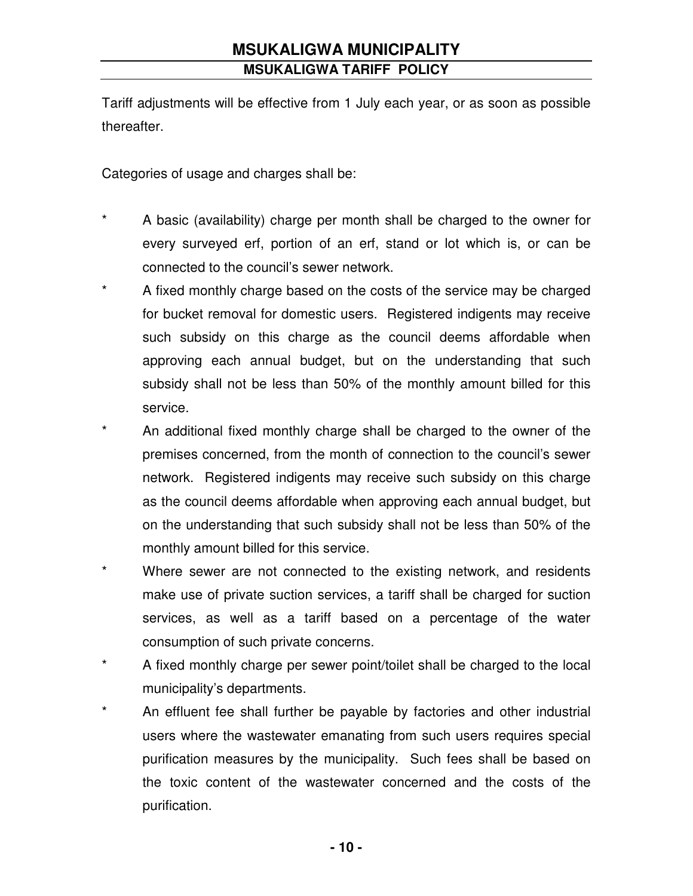Tariff adjustments will be effective from 1 July each year, or as soon as possible thereafter.

Categories of usage and charges shall be:

* A basic (availability) charge per month shall be charged to the owner for every surveyed erf, portion of an erf, stand or lot which is, or can be connected to the council's sewer network.
* A fixed monthly charge based on the costs of the service may be charged for bucket removal for domestic users. Registered indigents may receive such subsidy on this charge as the council deems affordable when approving each annual budget, but on the understanding that such subsidy shall not be less than 50% of the monthly amount billed for this service.
* An additional fixed monthly charge shall be charged to the owner of the premises concerned, from the month of connection to the council's sewer network. Registered indigents may receive such subsidy on this charge as the council deems affordable when approving each annual budget, but on the understanding that such subsidy shall not be less than 50% of the monthly amount billed for this service.
* Where sewer are not connected to the existing network, and residents make use of private suction services, a tariff shall be charged for suction services, as well as a tariff based on a percentage of the water consumption of such private concerns.
* A fixed monthly charge per sewer point/toilet shall be charged to the local municipality's departments.
* An effluent fee shall further be payable by factories and other industrial users where the wastewater emanating from such users requires special purification measures by the municipality. Such fees shall be based on the toxic content of the wastewater concerned and the costs of the purification.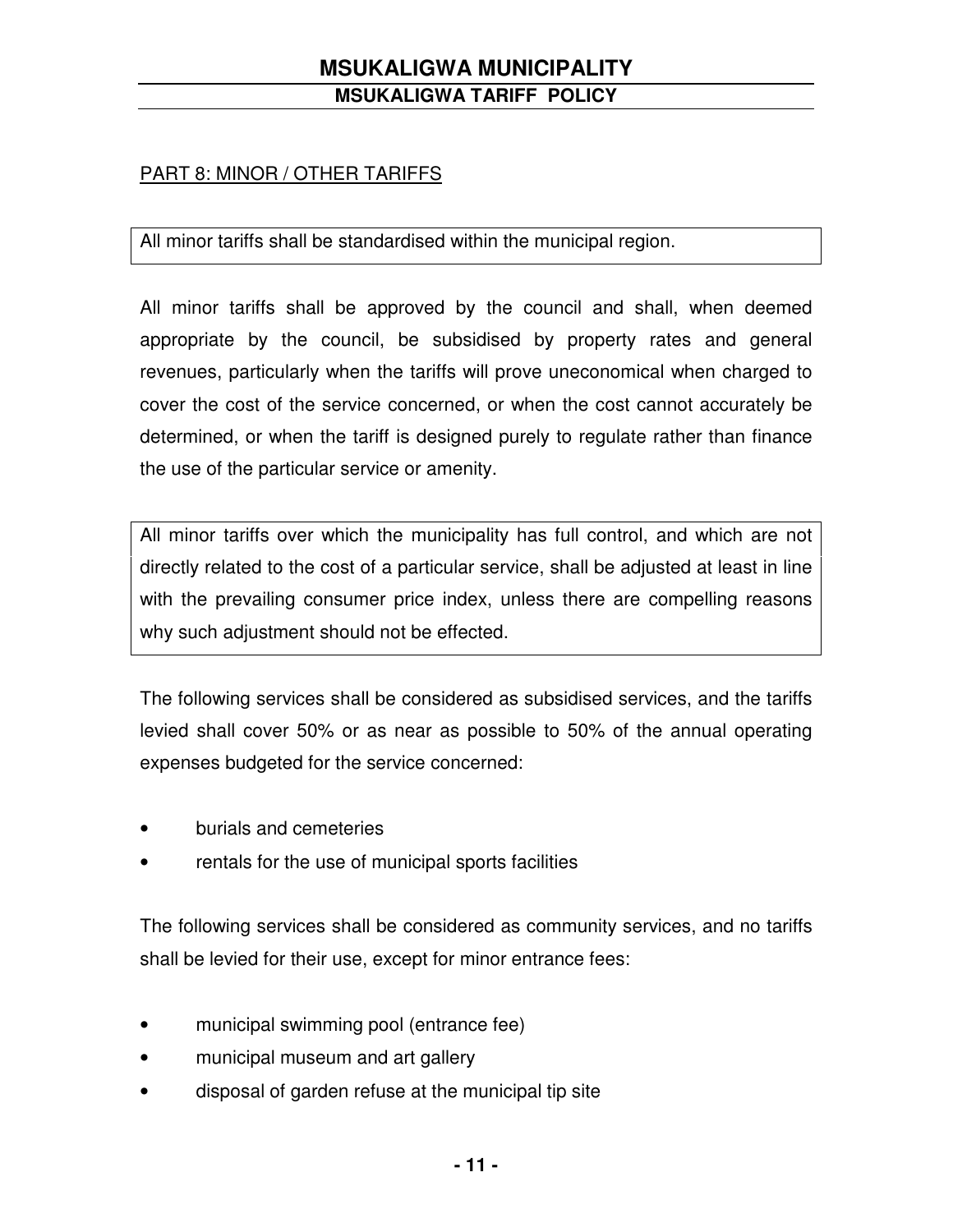## PART 8: MINOR / OTHER TARIFFS

All minor tariffs shall be standardised within the municipal region.

All minor tariffs shall be approved by the council and shall, when deemed appropriate by the council, be subsidised by property rates and general revenues, particularly when the tariffs will prove uneconomical when charged to cover the cost of the service concerned, or when the cost cannot accurately be determined, or when the tariff is designed purely to regulate rather than finance the use of the particular service or amenity.

All minor tariffs over which the municipality has full control, and which are not directly related to the cost of a particular service, shall be adjusted at least in line with the prevailing consumer price index, unless there are compelling reasons why such adjustment should not be effected.

The following services shall be considered as subsidised services, and the tariffs levied shall cover 50% or as near as possible to 50% of the annual operating expenses budgeted for the service concerned:

- burials and cemeteries
- rentals for the use of municipal sports facilities

The following services shall be considered as community services, and no tariffs shall be levied for their use, except for minor entrance fees:

- municipal swimming pool (entrance fee)
- municipal museum and art gallery
- disposal of garden refuse at the municipal tip site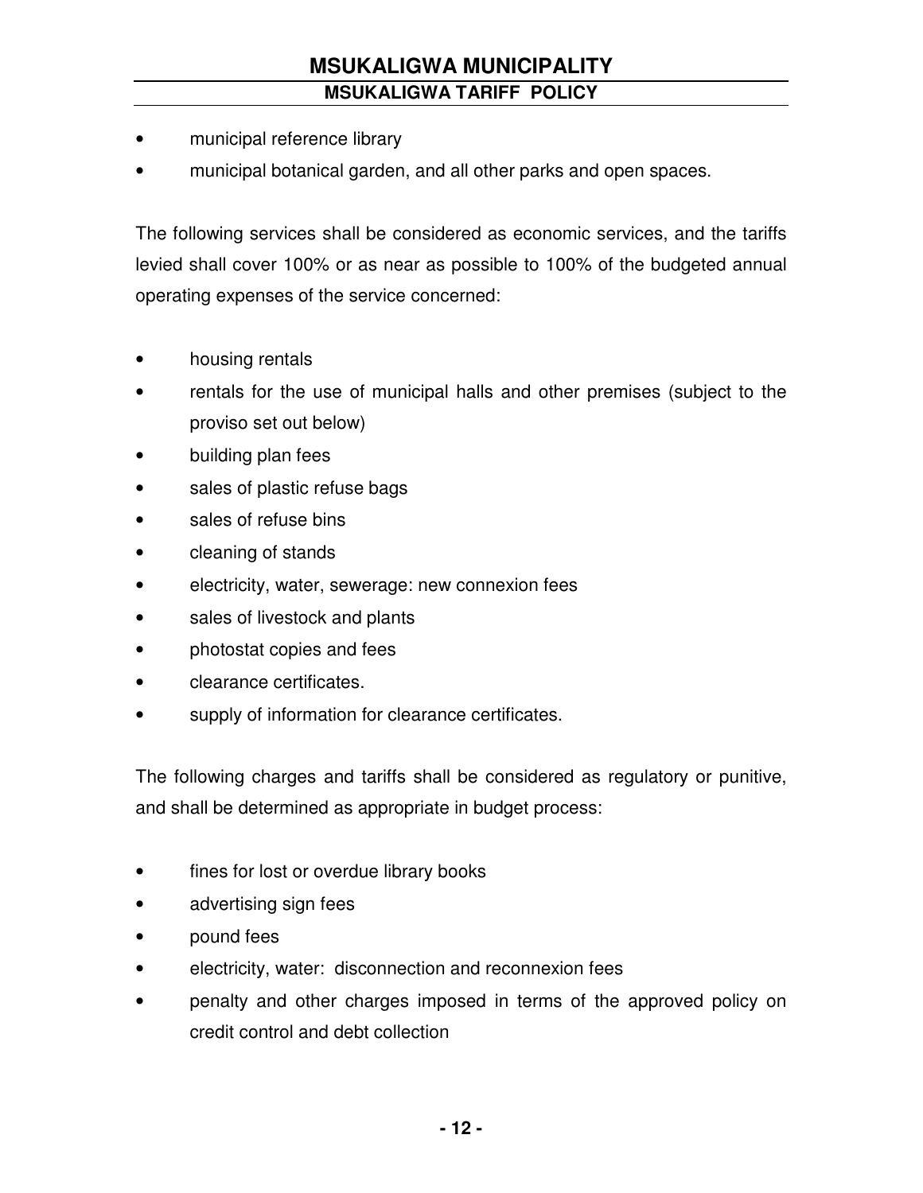- municipal reference library
- municipal botanical garden, and all other parks and open spaces.

The following services shall be considered as economic services, and the tariffs levied shall cover 100% or as near as possible to 100% of the budgeted annual operating expenses of the service concerned:

- housing rentals
- rentals for the use of municipal halls and other premises (subject to the proviso set out below)
- building plan fees
- sales of plastic refuse bags
- sales of refuse bins
- cleaning of stands
- electricity, water, sewerage: new connexion fees
- sales of livestock and plants
- photostat copies and fees
- clearance certificates.
- supply of information for clearance certificates.

The following charges and tariffs shall be considered as regulatory or punitive, and shall be determined as appropriate in budget process:

- fines for lost or overdue library books
- advertising sign fees
- pound fees
- electricity, water: disconnection and reconnexion fees
- penalty and other charges imposed in terms of the approved policy on credit control and debt collection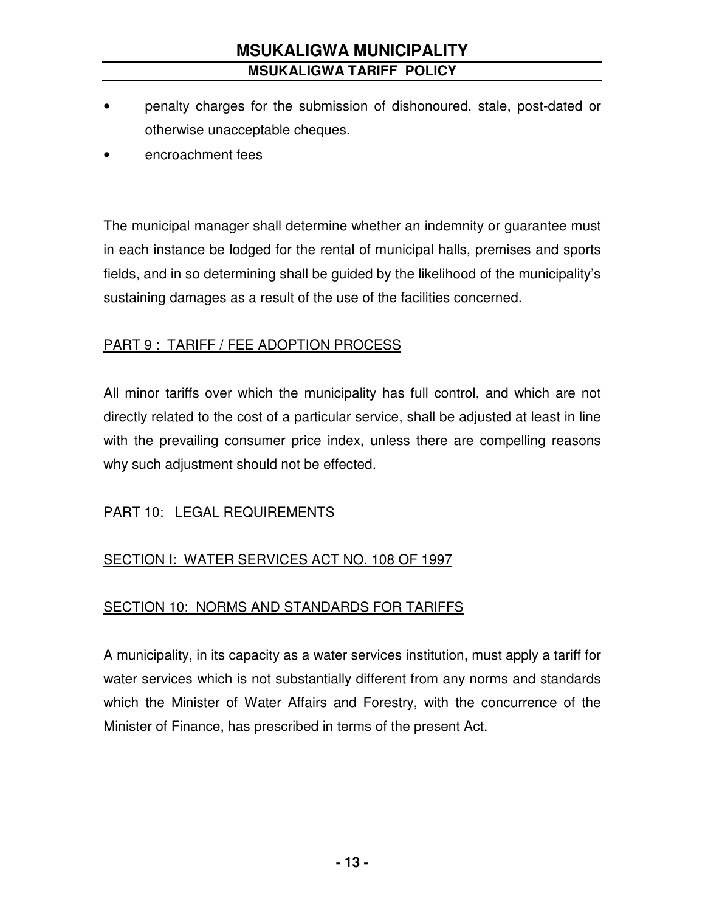- penalty charges for the submission of dishonoured, stale, post-dated or otherwise unacceptable cheques.
- encroachment fees

The municipal manager shall determine whether an indemnity or guarantee must in each instance be lodged for the rental of municipal halls, premises and sports fields, and in so determining shall be guided by the likelihood of the municipality's sustaining damages as a result of the use of the facilities concerned.

## PART 9 : TARIFF / FEE ADOPTION PROCESS

All minor tariffs over which the municipality has full control, and which are not directly related to the cost of a particular service, shall be adjusted at least in line with the prevailing consumer price index, unless there are compelling reasons why such adjustment should not be effected.

## PART 10: LEGAL REQUIREMENTS

### SECTION I: WATER SERVICES ACT NO. 108 OF 1997

### SECTION 10: NORMS AND STANDARDS FOR TARIFFS

A municipality, in its capacity as a water services institution, must apply a tariff for water services which is not substantially different from any norms and standards which the Minister of Water Affairs and Forestry, with the concurrence of the Minister of Finance, has prescribed in terms of the present Act.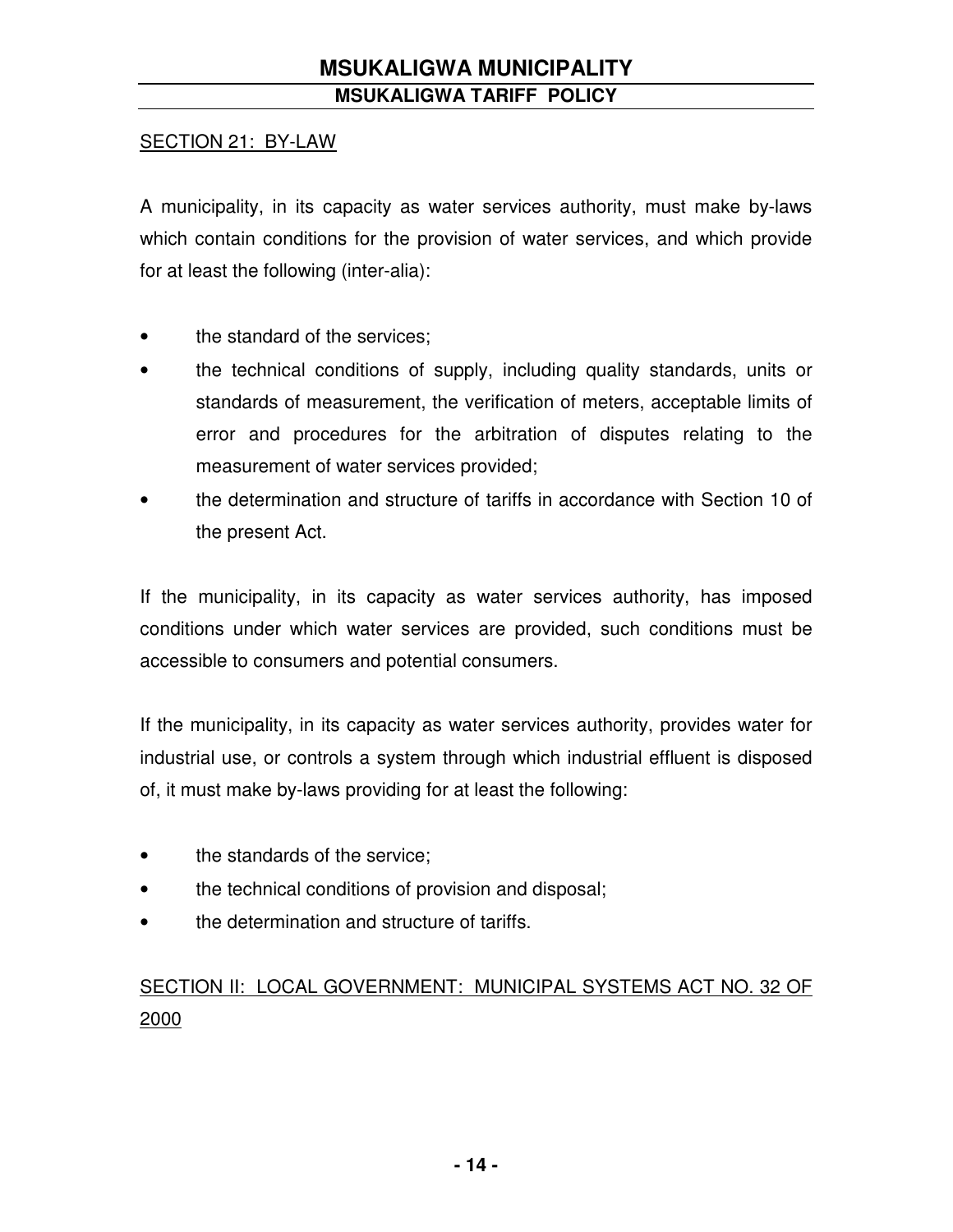SECTION 21: BY-LAW

A municipality, in its capacity as water services authority, must make by-laws which contain conditions for the provision of water services, and which provide for at least the following (inter-alia):

- the standard of the services;
- the technical conditions of supply, including quality standards, units or standards of measurement, the verification of meters, acceptable limits of error and procedures for the arbitration of disputes relating to the measurement of water services provided;
- the determination and structure of tariffs in accordance with Section 10 of the present Act.

If the municipality, in its capacity as water services authority, has imposed conditions under which water services are provided, such conditions must be accessible to consumers and potential consumers.

If the municipality, in its capacity as water services authority, provides water for industrial use, or controls a system through which industrial effluent is disposed of, it must make by-laws providing for at least the following:

- the standards of the service;
- the technical conditions of provision and disposal;
- the determination and structure of tariffs.

SECTION II: LOCAL GOVERNMENT: MUNICIPAL SYSTEMS ACT NO. 32 OF 2000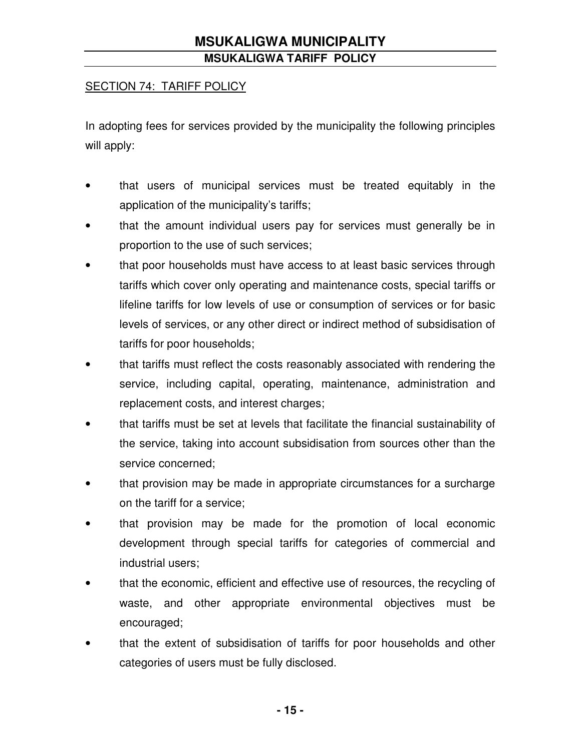SECTION 74: TARIFF POLICY

In adopting fees for services provided by the municipality the following principles will apply:

- that users of municipal services must be treated equitably in the application of the municipality's tariffs;
- that the amount individual users pay for services must generally be in proportion to the use of such services;
- that poor households must have access to at least basic services through tariffs which cover only operating and maintenance costs, special tariffs or lifeline tariffs for low levels of use or consumption of services or for basic levels of services, or any other direct or indirect method of subsidisation of tariffs for poor households;
- that tariffs must reflect the costs reasonably associated with rendering the service, including capital, operating, maintenance, administration and replacement costs, and interest charges;
- that tariffs must be set at levels that facilitate the financial sustainability of the service, taking into account subsidisation from sources other than the service concerned;
- that provision may be made in appropriate circumstances for a surcharge on the tariff for a service;
- that provision may be made for the promotion of local economic development through special tariffs for categories of commercial and industrial users;
- that the economic, efficient and effective use of resources, the recycling of waste, and other appropriate environmental objectives must be encouraged;
- that the extent of subsidisation of tariffs for poor households and other categories of users must be fully disclosed.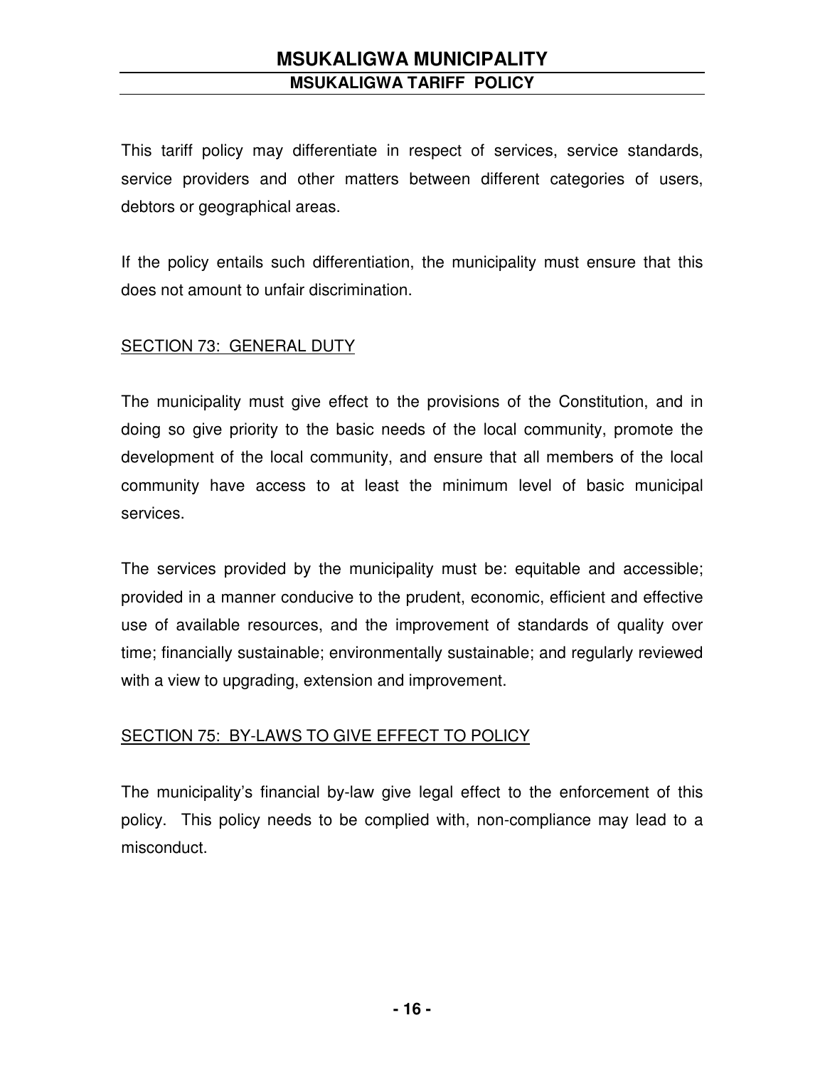This tariff policy may differentiate in respect of services, service standards, service providers and other matters between different categories of users, debtors or geographical areas.

If the policy entails such differentiation, the municipality must ensure that this does not amount to unfair discrimination.

## SECTION 73: GENERAL DUTY

The municipality must give effect to the provisions of the Constitution, and in doing so give priority to the basic needs of the local community, promote the development of the local community, and ensure that all members of the local community have access to at least the minimum level of basic municipal services.

The services provided by the municipality must be: equitable and accessible; provided in a manner conducive to the prudent, economic, efficient and effective use of available resources, and the improvement of standards of quality over time; financially sustainable; environmentally sustainable; and regularly reviewed with a view to upgrading, extension and improvement.

## SECTION 75: BY-LAWS TO GIVE EFFECT TO POLICY

The municipality's financial by-law give legal effect to the enforcement of this policy. This policy needs to be complied with, non-compliance may lead to a misconduct.